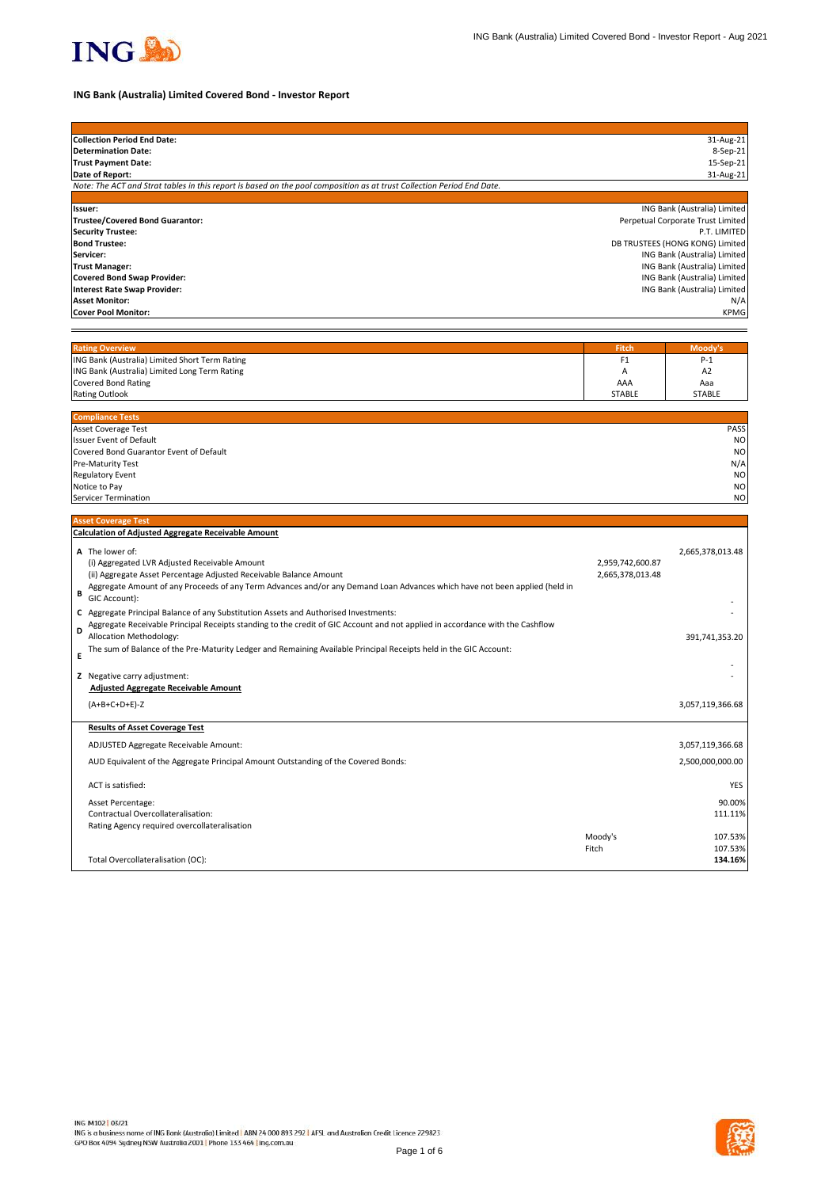# ING Bank (Australia) Limited Covered Bond - Investor Report

| | |
|---|---|
| **Collection Period End Date:** | 31-Aug-21 |
| **Determination Date:** | 8-Sep-21 |
| **Trust Payment Date:** | 15-Sep-21 |
| **Date of Report:** | 31-Aug-21 |

*Note: The ACT and Strat tables in this report is based on the pool composition as at trust Collection Period End Date.*

| | |
|---|---|
| **Issuer:** | ING Bank (Australia) Limited |
| **Trustee/Covered Bond Guarantor:** | Perpetual Corporate Trust Limited |
| **Security Trustee:** | P.T. LIMITED |
| **Bond Trustee:** | DB TRUSTEES (HONG KONG) Limited |
| **Servicer:** | ING Bank (Australia) Limited |
| **Trust Manager:** | ING Bank (Australia) Limited |
| **Covered Bond Swap Provider:** | ING Bank (Australia) Limited |
| **Interest Rate Swap Provider:** | ING Bank (Australia) Limited |
| **Asset Monitor:** | N/A |
| **Cover Pool Monitor:** | KPMG |

| Rating Overview | Fitch | Moody's |
|---|---|---|
| ING Bank (Australia) Limited Short Term Rating | F1 | P-1 |
| ING Bank (Australia) Limited Long Term Rating | A | A2 |
| Covered Bond Rating | AAA | Aaa |
| Rating Outlook | STABLE | STABLE |

| Compliance Tests | |
|---|---|
| Asset Coverage Test | PASS |
| Issuer Event of Default | NO |
| Covered Bond Guarantor Event of Default | NO |
| Pre-Maturity Test | N/A |
| Regulatory Event | NO |
| Notice to Pay | NO |
| Servicer Termination | NO |

## Asset Coverage Test

**Calculation of Adjusted Aggregate Receivable Amount**

| | | | |
|---|---|---|---|
| **A** | The lower of: | | 2,665,378,013.48 |
| | (i) Aggregated LVR Adjusted Receivable Amount | 2,959,742,600.87 | |
| | (ii) Aggregate Asset Percentage Adjusted Receivable Balance Amount | 2,665,378,013.48 | |
| **B** | Aggregate Amount of any Proceeds of any Term Advances and/or any Demand Loan Advances which have not been applied (held in GIC Account): | | - |
| **C** | Aggregate Principal Balance of any Substitution Assets and Authorised Investments: | | - |
| **D** | Aggregate Receivable Principal Receipts standing to the credit of GIC Account and not applied in accordance with the Cashflow Allocation Methodology: | | 391,741,353.20 |
| **E** | The sum of Balance of the Pre-Maturity Ledger and Remaining Available Principal Receipts held in the GIC Account: | | - |
| **Z** | Negative carry adjustment: | | - |
| | **Adjusted Aggregate Receivable Amount** | | |
| | (A+B+C+D+E)-Z | | 3,057,119,366.68 |

**Results of Asset Coverage Test**

| | | |
|---|---|---|
| ADJUSTED Aggregate Receivable Amount: | | 3,057,119,366.68 |
| AUD Equivalent of the Aggregate Principal Amount Outstanding of the Covered Bonds: | | 2,500,000,000.00 |
| ACT is satisfied: | | YES |
| Asset Percentage: | | 90.00% |
| Contractual Overcollateralisation: | | 111.11% |
| Rating Agency required overcollateralisation | | |
| | Moody's | 107.53% |
| | Fitch | 107.53% |
| Total Overcollateralisation (OC): | | **134.16%** |

ING IM102 | 03/21
ING is a business name of ING Bank (Australia) Limited | ABN 24 000 893 292 | AFSL and Australian Credit Licence 229823
GPO Box 4094 Sydney NSW Australia 2001 | Phone 133 464 | ing.com.au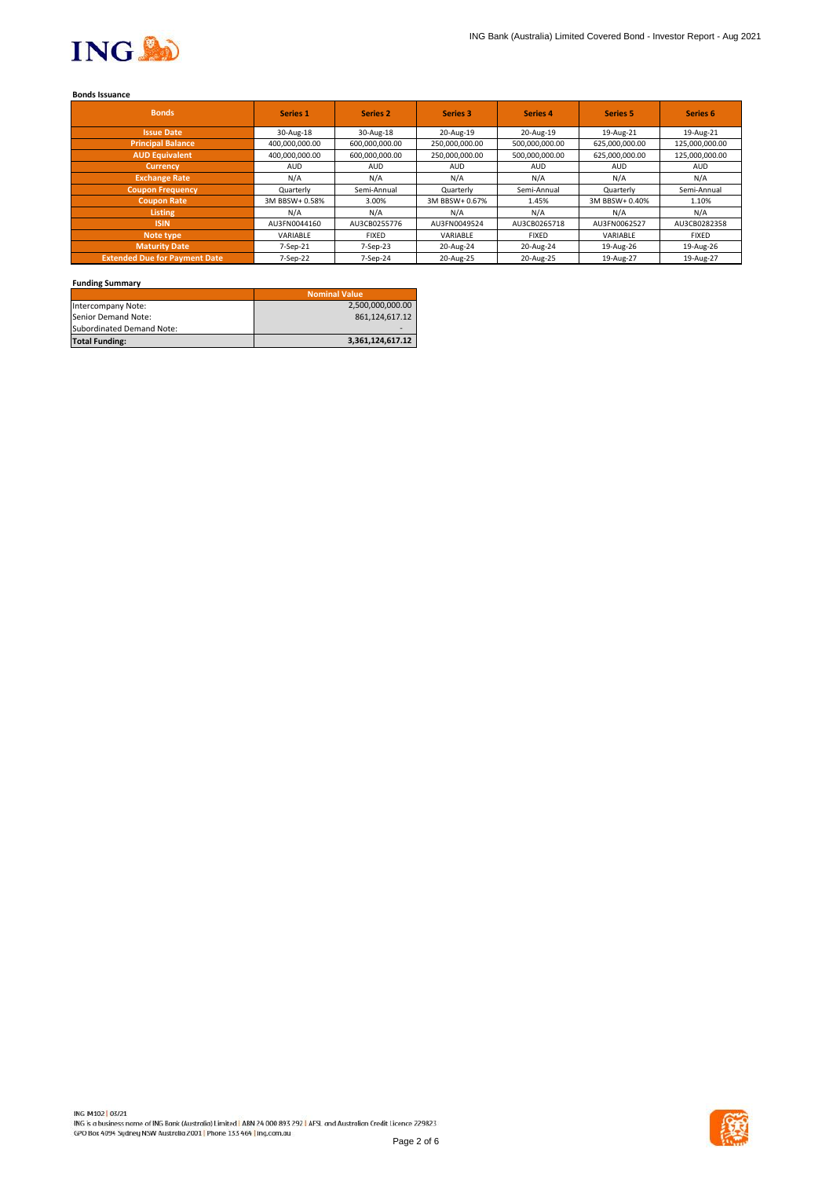**Bonds Issuance**

| Bonds | Series 1 | Series 2 | Series 3 | Series 4 | Series 5 | Series 6 |
|---|---|---|---|---|---|---|
| Issue Date | 30-Aug-18 | 30-Aug-18 | 20-Aug-19 | 20-Aug-19 | 19-Aug-21 | 19-Aug-21 |
| Principal Balance | 400,000,000.00 | 600,000,000.00 | 250,000,000.00 | 500,000,000.00 | 625,000,000.00 | 125,000,000.00 |
| AUD Equivalent | 400,000,000.00 | 600,000,000.00 | 250,000,000.00 | 500,000,000.00 | 625,000,000.00 | 125,000,000.00 |
| Currency | AUD | AUD | AUD | AUD | AUD | AUD |
| Exchange Rate | N/A | N/A | N/A | N/A | N/A | N/A |
| Coupon Frequency | Quarterly | Semi-Annual | Quarterly | Semi-Annual | Quarterly | Semi-Annual |
| Coupon Rate | 3M BBSW+ 0.58% | 3.00% | 3M BBSW+ 0.67% | 1.45% | 3M BBSW+ 0.40% | 1.10% |
| Listing | N/A | N/A | N/A | N/A | N/A | N/A |
| ISIN | AU3FN0044160 | AU3CB0255776 | AU3FN0049524 | AU3CB0265718 | AU3FN0062527 | AU3CB0282358 |
| Note type | VARIABLE | FIXED | VARIABLE | FIXED | VARIABLE | FIXED |
| Maturity Date | 7-Sep-21 | 7-Sep-23 | 20-Aug-24 | 20-Aug-24 | 19-Aug-26 | 19-Aug-26 |
| Extended Due for Payment Date | 7-Sep-22 | 7-Sep-24 | 20-Aug-25 | 20-Aug-25 | 19-Aug-27 | 19-Aug-27 |

**Funding Summary**

| | Nominal Value |
|---|---|
| Intercompany Note: | 2,500,000,000.00 |
| Senior Demand Note: | 861,124,617.12 |
| Subordinated Demand Note: | - |
| **Total Funding:** | **3,361,124,617.12** |

ING IM102 | 03/21
ING is a business name of ING Bank (Australia) Limited | ABN 24 000 893 292 | AFSL and Australian Credit Licence 229823
GPO Box 4094 Sydney NSW Australia 2001 | Phone 133 464 | ing.com.au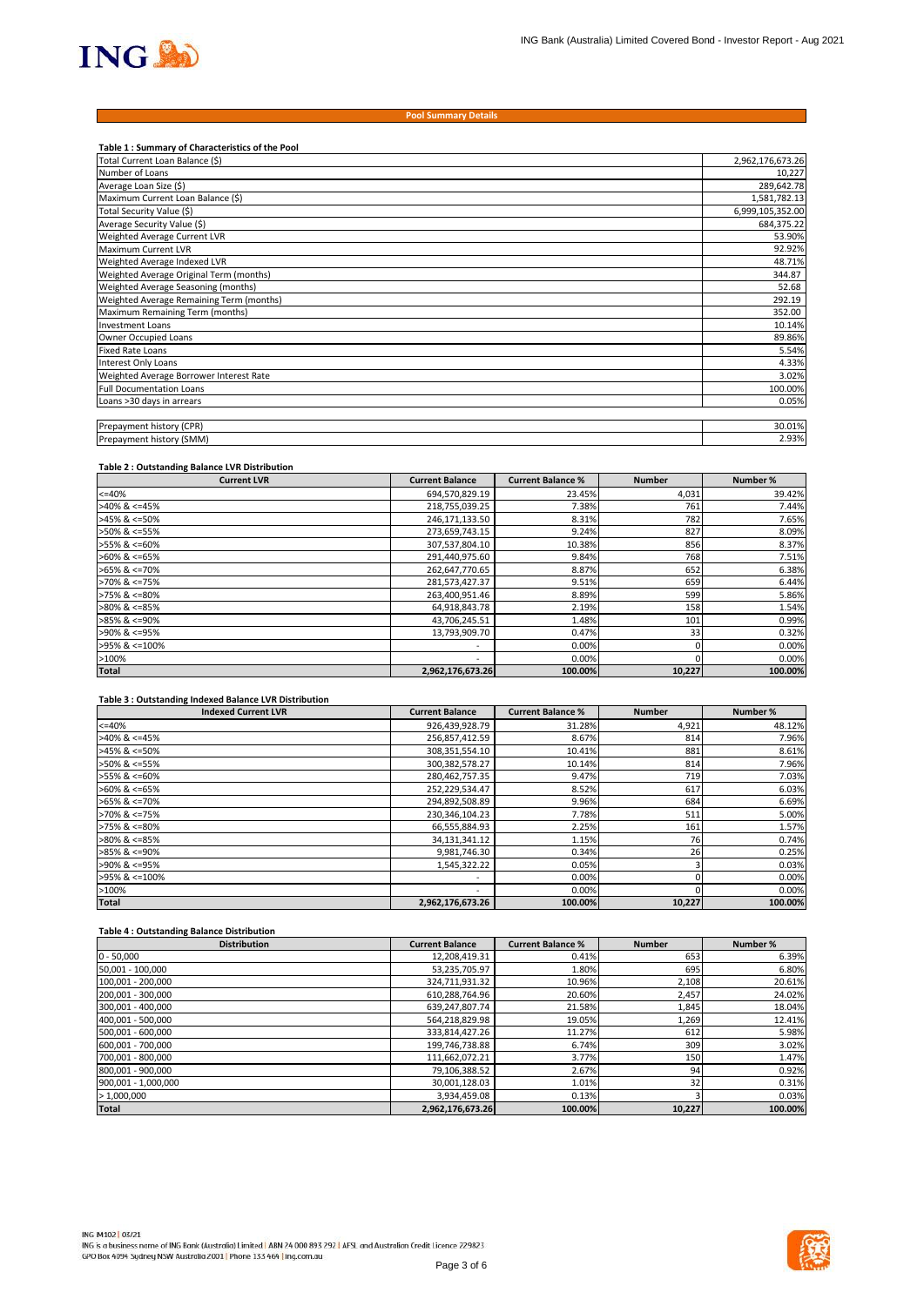## Pool Summary Details

**Table 1 : Summary of Characteristics of the Pool**

| | |
|---|---|
| Total Current Loan Balance ($) | 2,962,176,673.26 |
| Number of Loans | 10,227 |
| Average Loan Size ($) | 289,642.78 |
| Maximum Current Loan Balance ($) | 1,581,782.13 |
| Total Security Value ($) | 6,999,105,352.00 |
| Average Security Value ($) | 684,375.22 |
| Weighted Average Current LVR | 53.90% |
| Maximum Current LVR | 92.92% |
| Weighted Average Indexed LVR | 48.71% |
| Weighted Average Original Term (months) | 344.87 |
| Weighted Average Seasoning (months) | 52.68 |
| Weighted Average Remaining Term (months) | 292.19 |
| Maximum Remaining Term (months) | 352.00 |
| Investment Loans | 10.14% |
| Owner Occupied Loans | 89.86% |
| Fixed Rate Loans | 5.54% |
| Interest Only Loans | 4.33% |
| Weighted Average Borrower Interest Rate | 3.02% |
| Full Documentation Loans | 100.00% |
| Loans >30 days in arrears | 0.05% |
| | |
| Prepayment history (CPR) | 30.01% |
| Prepayment history (SMM) | 2.93% |

**Table 2 : Outstanding Balance LVR Distribution**

| Current LVR | Current Balance | Current Balance % | Number | Number % |
|---|---|---|---|---|
| <=40% | 694,570,829.19 | 23.45% | 4,031 | 39.42% |
| >40% & <=45% | 218,755,039.25 | 7.38% | 761 | 7.44% |
| >45% & <=50% | 246,171,133.50 | 8.31% | 782 | 7.65% |
| >50% & <=55% | 273,659,743.15 | 9.24% | 827 | 8.09% |
| >55% & <=60% | 307,537,804.10 | 10.38% | 856 | 8.37% |
| >60% & <=65% | 291,440,975.60 | 9.84% | 768 | 7.51% |
| >65% & <=70% | 262,647,770.65 | 8.87% | 652 | 6.38% |
| >70% & <=75% | 281,573,427.37 | 9.51% | 659 | 6.44% |
| >75% & <=80% | 263,400,951.46 | 8.89% | 599 | 5.86% |
| >80% & <=85% | 64,918,843.78 | 2.19% | 158 | 1.54% |
| >85% & <=90% | 43,706,245.51 | 1.48% | 101 | 0.99% |
| >90% & <=95% | 13,793,909.70 | 0.47% | 33 | 0.32% |
| >95% & <=100% | - | 0.00% | 0 | 0.00% |
| >100% | - | 0.00% | 0 | 0.00% |
| **Total** | **2,962,176,673.26** | **100.00%** | **10,227** | **100.00%** |

**Table 3 : Outstanding Indexed Balance LVR Distribution**

| Indexed Current LVR | Current Balance | Current Balance % | Number | Number % |
|---|---|---|---|---|
| <=40% | 926,439,928.79 | 31.28% | 4,921 | 48.12% |
| >40% & <=45% | 256,857,412.59 | 8.67% | 814 | 7.96% |
| >45% & <=50% | 308,351,554.10 | 10.41% | 881 | 8.61% |
| >50% & <=55% | 300,382,578.27 | 10.14% | 814 | 7.96% |
| >55% & <=60% | 280,462,757.35 | 9.47% | 719 | 7.03% |
| >60% & <=65% | 252,229,534.47 | 8.52% | 617 | 6.03% |
| >65% & <=70% | 294,892,508.89 | 9.96% | 684 | 6.69% |
| >70% & <=75% | 230,346,104.23 | 7.78% | 511 | 5.00% |
| >75% & <=80% | 66,555,884.93 | 2.25% | 161 | 1.57% |
| >80% & <=85% | 34,131,341.12 | 1.15% | 76 | 0.74% |
| >85% & <=90% | 9,981,746.30 | 0.34% | 26 | 0.25% |
| >90% & <=95% | 1,545,322.22 | 0.05% | 3 | 0.03% |
| >95% & <=100% | - | 0.00% | 0 | 0.00% |
| >100% | - | 0.00% | 0 | 0.00% |
| **Total** | **2,962,176,673.26** | **100.00%** | **10,227** | **100.00%** |

**Table 4 : Outstanding Balance Distribution**

| Distribution | Current Balance | Current Balance % | Number | Number % |
|---|---|---|---|---|
| 0 - 50,000 | 12,208,419.31 | 0.41% | 653 | 6.39% |
| 50,001 - 100,000 | 53,235,705.97 | 1.80% | 695 | 6.80% |
| 100,001 - 200,000 | 324,711,931.32 | 10.96% | 2,108 | 20.61% |
| 200,001 - 300,000 | 610,288,764.96 | 20.60% | 2,457 | 24.02% |
| 300,001 - 400,000 | 639,247,807.74 | 21.58% | 1,845 | 18.04% |
| 400,001 - 500,000 | 564,218,829.98 | 19.05% | 1,269 | 12.41% |
| 500,001 - 600,000 | 333,814,427.26 | 11.27% | 612 | 5.98% |
| 600,001 - 700,000 | 199,746,738.88 | 6.74% | 309 | 3.02% |
| 700,001 - 800,000 | 111,662,072.21 | 3.77% | 150 | 1.47% |
| 800,001 - 900,000 | 79,106,388.52 | 2.67% | 94 | 0.92% |
| 900,001 - 1,000,000 | 30,001,128.03 | 1.01% | 32 | 0.31% |
| > 1,000,000 | 3,934,459.08 | 0.13% | 3 | 0.03% |
| **Total** | **2,962,176,673.26** | **100.00%** | **10,227** | **100.00%** |

ING IM102 | 03/21
ING is a business name of ING Bank (Australia) Limited | ABN 24 000 893 292 | AFSL and Australian Credit Licence 229823
GPO Box 4094 Sydney NSW Australia 2001 | Phone 133 464 | ing.com.au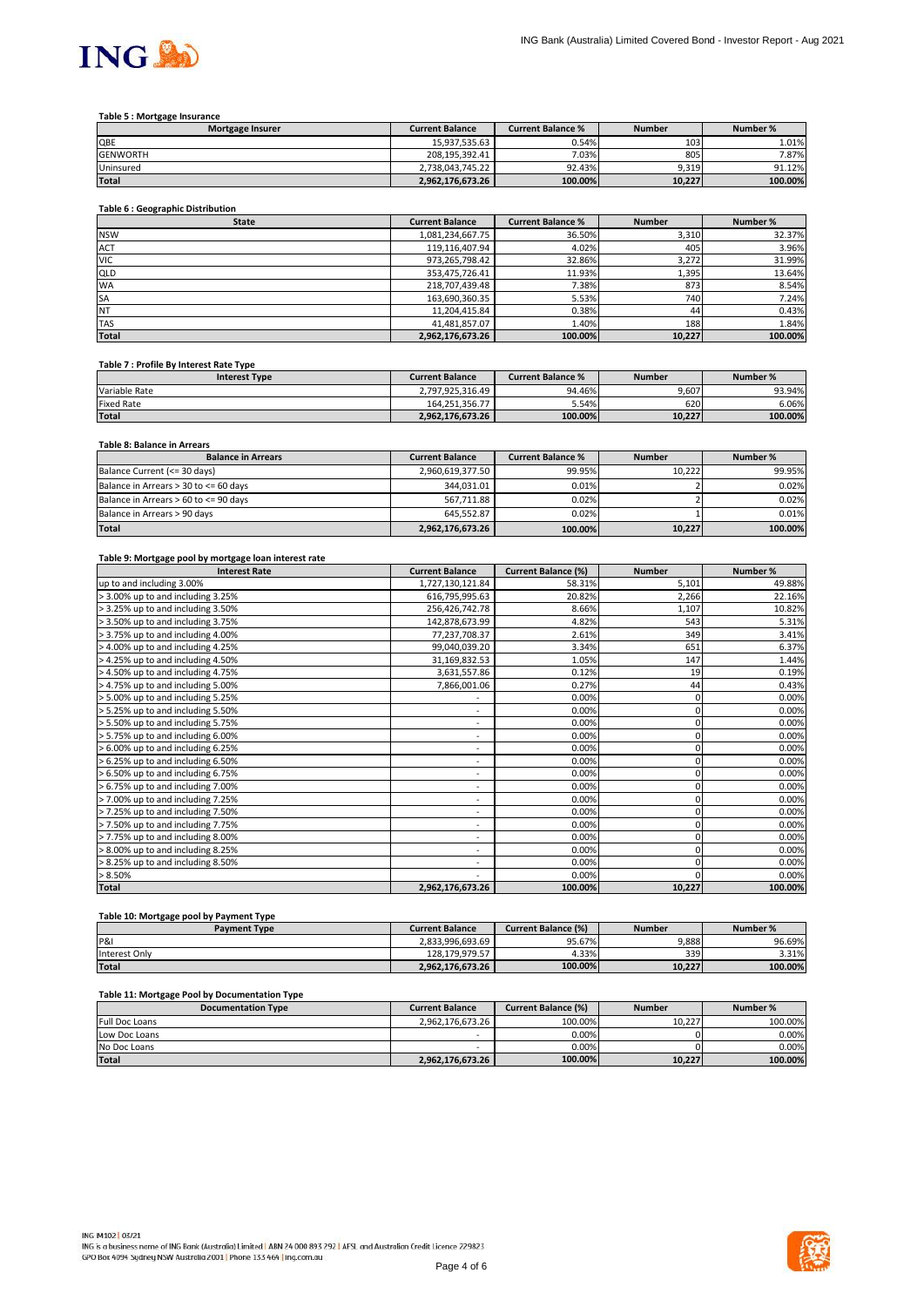### Table 5 : Mortgage Insurance

| Mortgage Insurer | Current Balance | Current Balance % | Number | Number % |
|---|---|---|---|---|
| QBE | 15,937,535.63 | 0.54% | 103 | 1.01% |
| GENWORTH | 208,195,392.41 | 7.03% | 805 | 7.87% |
| Uninsured | 2,738,043,745.22 | 92.43% | 9,319 | 91.12% |
| **Total** | **2,962,176,673.26** | **100.00%** | **10,227** | **100.00%** |

### Table 6 : Geographic Distribution

| State | Current Balance | Current Balance % | Number | Number % |
|---|---|---|---|---|
| NSW | 1,081,234,667.75 | 36.50% | 3,310 | 32.37% |
| ACT | 119,116,407.94 | 4.02% | 405 | 3.96% |
| VIC | 973,265,798.42 | 32.86% | 3,272 | 31.99% |
| QLD | 353,475,726.41 | 11.93% | 1,395 | 13.64% |
| WA | 218,707,439.48 | 7.38% | 873 | 8.54% |
| SA | 163,690,360.35 | 5.53% | 740 | 7.24% |
| NT | 11,204,415.84 | 0.38% | 44 | 0.43% |
| TAS | 41,481,857.07 | 1.40% | 188 | 1.84% |
| **Total** | **2,962,176,673.26** | **100.00%** | **10,227** | **100.00%** |

### Table 7 : Profile By Interest Rate Type

| Interest Type | Current Balance | Current Balance % | Number | Number % |
|---|---|---|---|---|
| Variable Rate | 2,797,925,316.49 | 94.46% | 9,607 | 93.94% |
| Fixed Rate | 164,251,356.77 | 5.54% | 620 | 6.06% |
| **Total** | **2,962,176,673.26** | **100.00%** | **10,227** | **100.00%** |

### Table 8: Balance in Arrears

| Balance in Arrears | Current Balance | Current Balance % | Number | Number % |
|---|---|---|---|---|
| Balance Current (<= 30 days) | 2,960,619,377.50 | 99.95% | 10,222 | 99.95% |
| Balance in Arrears > 30 to <= 60 days | 344,031.01 | 0.01% | 2 | 0.02% |
| Balance in Arrears > 60 to <= 90 days | 567,711.88 | 0.02% | 2 | 0.02% |
| Balance in Arrears > 90 days | 645,552.87 | 0.02% | 1 | 0.01% |
| **Total** | **2,962,176,673.26** | **100.00%** | **10,227** | **100.00%** |

### Table 9: Mortgage pool by mortgage loan interest rate

| Interest Rate | Current Balance | Current Balance (%) | Number | Number % |
|---|---|---|---|---|
| up to and including 3.00% | 1,727,130,121.84 | 58.31% | 5,101 | 49.88% |
| > 3.00% up to and including 3.25% | 616,795,995.63 | 20.82% | 2,266 | 22.16% |
| > 3.25% up to and including 3.50% | 256,426,742.78 | 8.66% | 1,107 | 10.82% |
| > 3.50% up to and including 3.75% | 142,878,673.99 | 4.82% | 543 | 5.31% |
| > 3.75% up to and including 4.00% | 77,237,708.37 | 2.61% | 349 | 3.41% |
| > 4.00% up to and including 4.25% | 99,040,039.20 | 3.34% | 651 | 6.37% |
| > 4.25% up to and including 4.50% | 31,169,832.53 | 1.05% | 147 | 1.44% |
| > 4.50% up to and including 4.75% | 3,631,557.86 | 0.12% | 19 | 0.19% |
| > 4.75% up to and including 5.00% | 7,866,001.06 | 0.27% | 44 | 0.43% |
| > 5.00% up to and including 5.25% | - | 0.00% | 0 | 0.00% |
| > 5.25% up to and including 5.50% | - | 0.00% | 0 | 0.00% |
| > 5.50% up to and including 5.75% | - | 0.00% | 0 | 0.00% |
| > 5.75% up to and including 6.00% | - | 0.00% | 0 | 0.00% |
| > 6.00% up to and including 6.25% | - | 0.00% | 0 | 0.00% |
| > 6.25% up to and including 6.50% | - | 0.00% | 0 | 0.00% |
| > 6.50% up to and including 6.75% | - | 0.00% | 0 | 0.00% |
| > 6.75% up to and including 7.00% | - | 0.00% | 0 | 0.00% |
| > 7.00% up to and including 7.25% | - | 0.00% | 0 | 0.00% |
| > 7.25% up to and including 7.50% | - | 0.00% | 0 | 0.00% |
| > 7.50% up to and including 7.75% | - | 0.00% | 0 | 0.00% |
| > 7.75% up to and including 8.00% | - | 0.00% | 0 | 0.00% |
| > 8.00% up to and including 8.25% | - | 0.00% | 0 | 0.00% |
| > 8.25% up to and including 8.50% | - | 0.00% | 0 | 0.00% |
| > 8.50% | - | 0.00% | 0 | 0.00% |
| **Total** | **2,962,176,673.26** | **100.00%** | **10,227** | **100.00%** |

### Table 10: Mortgage pool by Payment Type

| Payment Type | Current Balance | Current Balance (%) | Number | Number % |
|---|---|---|---|---|
| P&I | 2,833,996,693.69 | 95.67% | 9,888 | 96.69% |
| Interest Only | 128,179,979.57 | 4.33% | 339 | 3.31% |
| **Total** | **2,962,176,673.26** | **100.00%** | **10,227** | **100.00%** |

### Table 11: Mortgage Pool by Documentation Type

| Documentation Type | Current Balance | Current Balance (%) | Number | Number % |
|---|---|---|---|---|
| Full Doc Loans | 2,962,176,673.26 | 100.00% | 10,227 | 100.00% |
| Low Doc Loans | - | 0.00% | 0 | 0.00% |
| No Doc Loans | - | 0.00% | 0 | 0.00% |
| **Total** | **2,962,176,673.26** | **100.00%** | **10,227** | **100.00%** |

ING IM102 | 03/21
ING is a business name of ING Bank (Australia) Limited | ABN 24 000 893 292 | AFSL and Australian Credit Licence 229823
GPO Box 4094 Sydney NSW Australia 2001 | Phone 133 464 | ing.com.au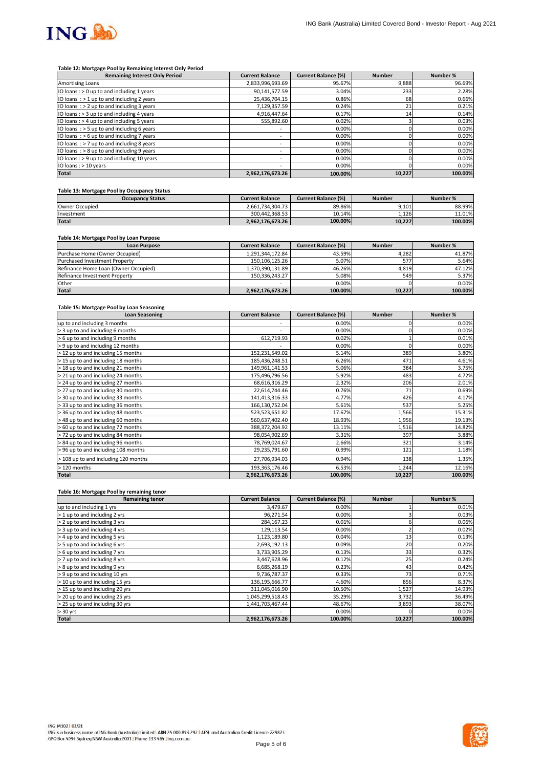### Table 12: Mortgage Pool by Remaining Interest Only Period

| Remaining Interest Only Period | Current Balance | Current Balance (%) | Number | Number % |
|---|---|---|---|---|
| Amortising Loans | 2,833,996,693.69 | 95.67% | 9,888 | 96.69% |
| IO loans : > 0 up to and including 1 years | 90,141,577.59 | 3.04% | 233 | 2.28% |
| IO loans : > 1 up to and including 2 years | 25,436,704.15 | 0.86% | 68 | 0.66% |
| IO loans : > 2 up to and including 3 years | 7,129,357.59 | 0.24% | 21 | 0.21% |
| IO loans : > 3 up to and including 4 years | 4,916,447.64 | 0.17% | 14 | 0.14% |
| IO loans : > 4 up to and including 5 years | 555,892.60 | 0.02% | 3 | 0.03% |
| IO loans : > 5 up to and including 6 years | - | 0.00% | 0 | 0.00% |
| IO loans : > 6 up to and including 7 years | - | 0.00% | 0 | 0.00% |
| IO loans : > 7 up to and including 8 years | - | 0.00% | 0 | 0.00% |
| IO loans : > 8 up to and including 9 years | - | 0.00% | 0 | 0.00% |
| IO loans : > 9 up to and including 10 years | - | 0.00% | 0 | 0.00% |
| IO loans : > 10 years | - | 0.00% | 0 | 0.00% |
| **Total** | **2,962,176,673.26** | **100.00%** | **10,227** | **100.00%** |

### Table 13: Mortgage Pool by Occupancy Status

| Occupancy Status | Current Balance | Current Balance (%) | Number | Number % |
|---|---|---|---|---|
| Owner Occupied | 2,661,734,304.73 | 89.86% | 9,101 | 88.99% |
| Investment | 300,442,368.53 | 10.14% | 1,126 | 11.01% |
| **Total** | **2,962,176,673.26** | **100.00%** | **10,227** | **100.00%** |

### Table 14: Mortgage Pool by Loan Purpose

| Loan Purpose | Current Balance | Current Balance (%) | Number | Number % |
|---|---|---|---|---|
| Purchase Home (Owner Occupied) | 1,291,344,172.84 | 43.59% | 4,282 | 41.87% |
| Purchased Investment Property | 150,106,125.26 | 5.07% | 577 | 5.64% |
| Refinance Home Loan (Owner Occupied) | 1,370,390,131.89 | 46.26% | 4,819 | 47.12% |
| Refinance Investment Property | 150,336,243.27 | 5.08% | 549 | 5.37% |
| Other | - | 0.00% | 0 | 0.00% |
| **Total** | **2,962,176,673.26** | **100.00%** | **10,227** | **100.00%** |

### Table 15: Mortgage Pool by Loan Seasoning

| Loan Seasoning | Current Balance | Current Balance (%) | Number | Number % |
|---|---|---|---|---|
| up to and including 3 months | - | 0.00% | 0 | 0.00% |
| > 3 up to and including 6 months | - | 0.00% | 0 | 0.00% |
| > 6 up to and including 9 months | 612,719.93 | 0.02% | 1 | 0.01% |
| > 9 up to and including 12 months | - | 0.00% | 0 | 0.00% |
| > 12 up to and including 15 months | 152,231,549.02 | 5.14% | 389 | 3.80% |
| > 15 up to and including 18 months | 185,436,248.51 | 6.26% | 471 | 4.61% |
| > 18 up to and including 21 months | 149,961,141.53 | 5.06% | 384 | 3.75% |
| > 21 up to and including 24 months | 175,496,796.56 | 5.92% | 483 | 4.72% |
| > 24 up to and including 27 months | 68,616,316.29 | 2.32% | 206 | 2.01% |
| > 27 up to and including 30 months | 22,614,744.46 | 0.76% | 71 | 0.69% |
| > 30 up to and including 33 months | 141,413,316.33 | 4.77% | 426 | 4.17% |
| > 33 up to and including 36 months | 166,130,752.04 | 5.61% | 537 | 5.25% |
| > 36 up to and including 48 months | 523,523,651.82 | 17.67% | 1,566 | 15.31% |
| > 48 up to and including 60 months | 560,637,402.40 | 18.93% | 1,956 | 19.13% |
| > 60 up to and including 72 months | 388,372,204.92 | 13.11% | 1,516 | 14.82% |
| > 72 up to and including 84 months | 98,054,902.69 | 3.31% | 397 | 3.88% |
| > 84 up to and including 96 months | 78,769,024.67 | 2.66% | 321 | 3.14% |
| > 96 up to and including 108 months | 29,235,791.60 | 0.99% | 121 | 1.18% |
| > 108 up to and including 120 months | 27,706,934.03 | 0.94% | 138 | 1.35% |
| > 120 months | 193,363,176.46 | 6.53% | 1,244 | 12.16% |
| **Total** | **2,962,176,673.26** | **100.00%** | **10,227** | **100.00%** |

### Table 16: Mortgage Pool by remaining tenor

| Remaining tenor | Current Balance | Current Balance (%) | Number | Number % |
|---|---|---|---|---|
| up to and including 1 yrs | 3,479.67 | 0.00% | 1 | 0.01% |
| > 1 up to and including 2 yrs | 96,271.54 | 0.00% | 3 | 0.03% |
| > 2 up to and including 3 yrs | 284,167.23 | 0.01% | 6 | 0.06% |
| > 3 up to and including 4 yrs | 129,113.54 | 0.00% | 2 | 0.02% |
| > 4 up to and including 5 yrs | 1,123,189.80 | 0.04% | 13 | 0.13% |
| > 5 up to and including 6 yrs | 2,693,192.13 | 0.09% | 20 | 0.20% |
| > 6 up to and including 7 yrs | 3,733,905.29 | 0.13% | 33 | 0.32% |
| > 7 up to and including 8 yrs | 3,447,628.96 | 0.12% | 25 | 0.24% |
| > 8 up to and including 9 yrs | 6,685,268.19 | 0.23% | 43 | 0.42% |
| > 9 up to and including 10 yrs | 9,736,787.37 | 0.33% | 73 | 0.71% |
| > 10 up to and including 15 yrs | 136,195,666.77 | 4.60% | 856 | 8.37% |
| > 15 up to and including 20 yrs | 311,045,016.90 | 10.50% | 1,527 | 14.93% |
| > 20 up to and including 25 yrs | 1,045,299,518.43 | 35.29% | 3,732 | 36.49% |
| > 25 up to and including 30 yrs | 1,441,703,467.44 | 48.67% | 3,893 | 38.07% |
| > 30 yrs | - | 0.00% | 0 | 0.00% |
| **Total** | **2,962,176,673.26** | **100.00%** | **10,227** | **100.00%** |

ING IM102 | 03/21
ING is a business name of ING Bank (Australia) Limited | ABN 24 000 893 292 | AFSL and Australian Credit Licence 229823
GPO Box 4094 Sydney NSW Australia 2001 | Phone 133 464 | ing.com.au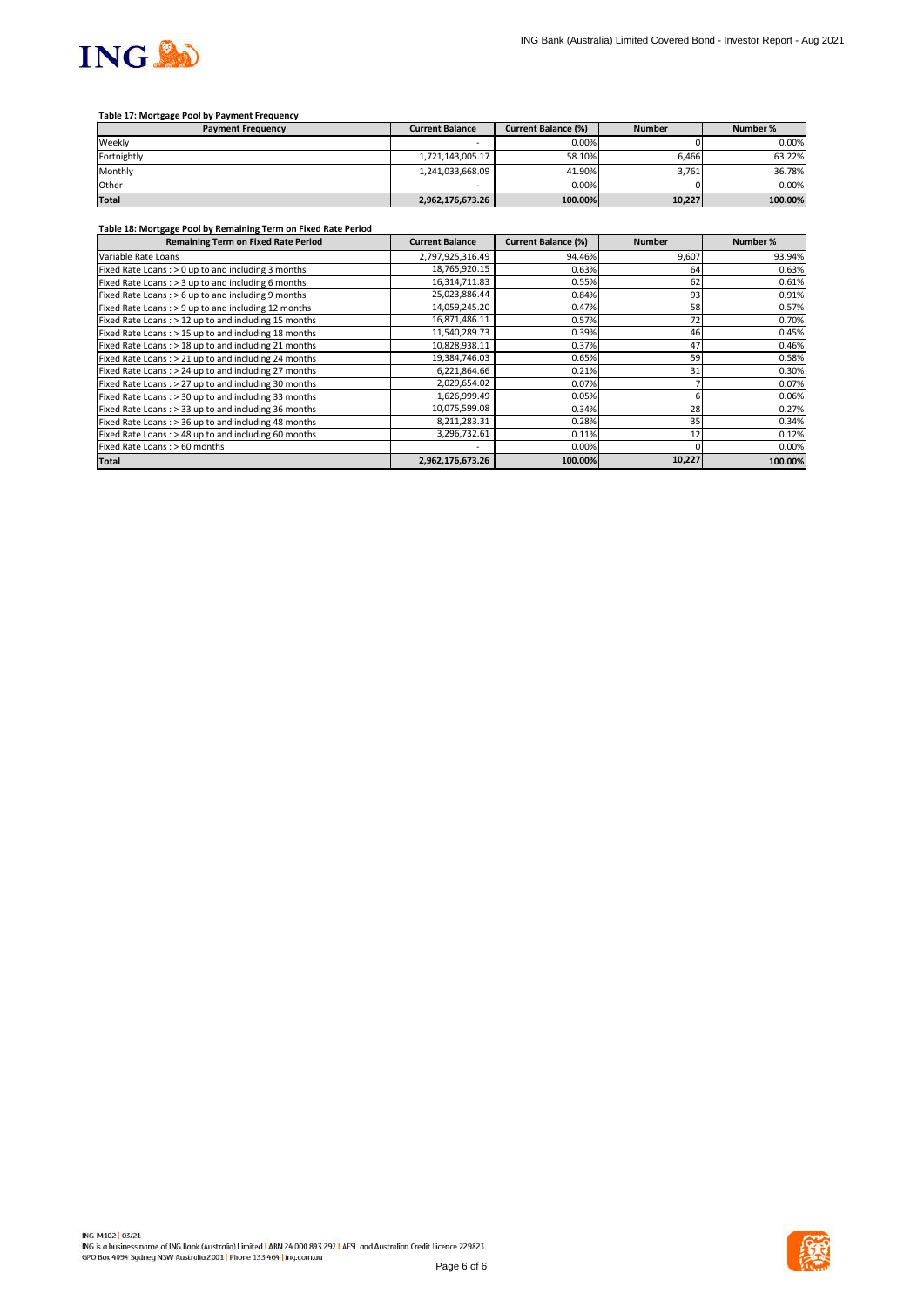**Table 17: Mortgage Pool by Payment Frequency**

| Payment Frequency | Current Balance | Current Balance (%) | Number | Number % |
|---|---|---|---|---|
| Weekly | - | 0.00% | 0 | 0.00% |
| Fortnightly | 1,721,143,005.17 | 58.10% | 6,466 | 63.22% |
| Monthly | 1,241,033,668.09 | 41.90% | 3,761 | 36.78% |
| Other | - | 0.00% | 0 | 0.00% |
| **Total** | **2,962,176,673.26** | **100.00%** | **10,227** | **100.00%** |

**Table 18: Mortgage Pool by Remaining Term on Fixed Rate Period**

| Remaining Term on Fixed Rate Period | Current Balance | Current Balance (%) | Number | Number % |
|---|---|---|---|---|
| Variable Rate Loans | 2,797,925,316.49 | 94.46% | 9,607 | 93.94% |
| Fixed Rate Loans : > 0 up to and including 3 months | 18,765,920.15 | 0.63% | 64 | 0.63% |
| Fixed Rate Loans : > 3 up to and including 6 months | 16,314,711.83 | 0.55% | 62 | 0.61% |
| Fixed Rate Loans : > 6 up to and including 9 months | 25,023,886.44 | 0.84% | 93 | 0.91% |
| Fixed Rate Loans : > 9 up to and including 12 months | 14,059,245.20 | 0.47% | 58 | 0.57% |
| Fixed Rate Loans : > 12 up to and including 15 months | 16,871,486.11 | 0.57% | 72 | 0.70% |
| Fixed Rate Loans : > 15 up to and including 18 months | 11,540,289.73 | 0.39% | 46 | 0.45% |
| Fixed Rate Loans : > 18 up to and including 21 months | 10,828,938.11 | 0.37% | 47 | 0.46% |
| Fixed Rate Loans : > 21 up to and including 24 months | 19,384,746.03 | 0.65% | 59 | 0.58% |
| Fixed Rate Loans : > 24 up to and including 27 months | 6,221,864.66 | 0.21% | 31 | 0.30% |
| Fixed Rate Loans : > 27 up to and including 30 months | 2,029,654.02 | 0.07% | 7 | 0.07% |
| Fixed Rate Loans : > 30 up to and including 33 months | 1,626,999.49 | 0.05% | 6 | 0.06% |
| Fixed Rate Loans : > 33 up to and including 36 months | 10,075,599.08 | 0.34% | 28 | 0.27% |
| Fixed Rate Loans : > 36 up to and including 48 months | 8,211,283.31 | 0.28% | 35 | 0.34% |
| Fixed Rate Loans : > 48 up to and including 60 months | 3,296,732.61 | 0.11% | 12 | 0.12% |
| Fixed Rate Loans : > 60 months | - | 0.00% | 0 | 0.00% |
| **Total** | **2,962,176,673.26** | **100.00%** | **10,227** | **100.00%** |

ING IM102 | 03/21
ING is a business name of ING Bank (Australia) Limited | ABN 24 000 893 292 | AFSL and Australian Credit Licence 229823
GPO Box 4094 Sydney NSW Australia 2001 | Phone 133 464 | ing.com.au